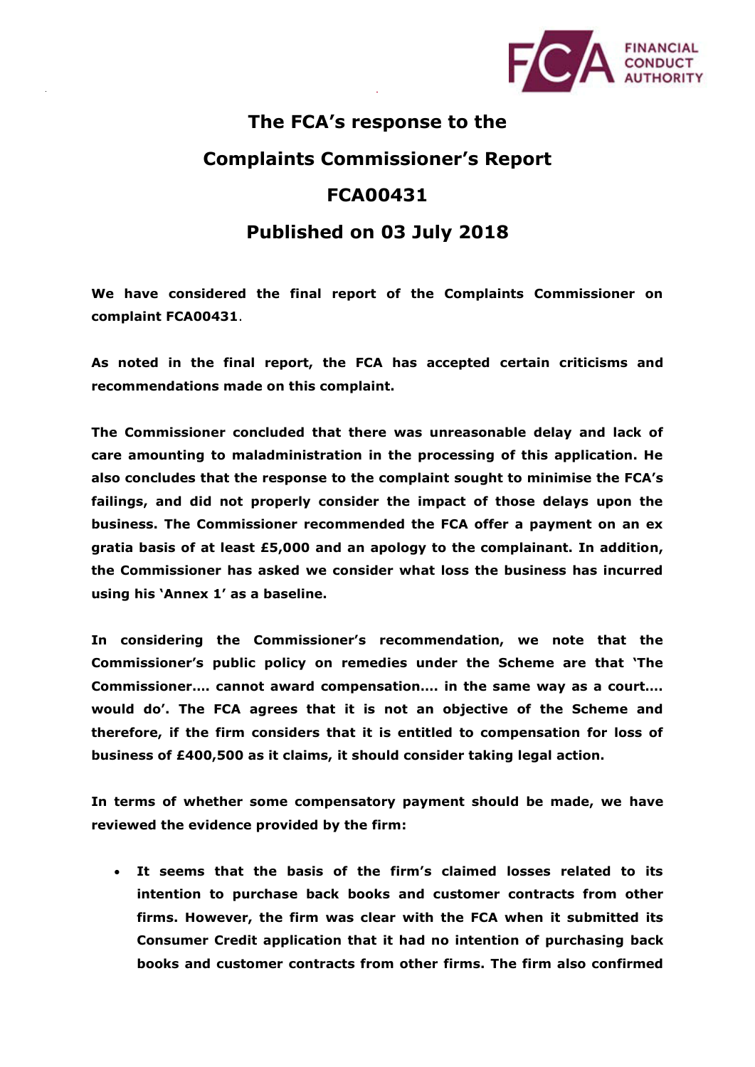# The FCA's response to the Complaints Commissioner's Report FCA00431 Published on 03 July 2018

**We have considered the final report of the Complaints Commissioner on complaint FCA00431.**

**As noted in the final report, the FCA has accepted certain criticisms and recommendations made on this complaint.**

**The Commissioner concluded that there was unreasonable delay and lack of care amounting to maladministration in the processing of this application. He also concludes that the response to the complaint sought to minimise the FCA's failings, and did not properly consider the impact of those delays upon the business. The Commissioner recommended the FCA offer a payment on an ex gratia basis of at least £5,000 and an apology to the complainant. In addition, the Commissioner has asked we consider what loss the business has incurred using his 'Annex 1' as a baseline.**

**In considering the Commissioner's recommendation, we note that the Commissioner's public policy on remedies under the Scheme are that 'The Commissioner.... cannot award compensation.... in the same way as a court.... would do'. The FCA agrees that it is not an objective of the Scheme and therefore, if the firm considers that it is entitled to compensation for loss of business of £400,500 as it claims, it should consider taking legal action.**

**In terms of whether some compensatory payment should be made, we have reviewed the evidence provided by the firm:**

- **It seems that the basis of the firm's claimed losses related to its intention to purchase back books and customer contracts from other firms. However, the firm was clear with the FCA when it submitted its Consumer Credit application that it had no intention of purchasing back books and customer contracts from other firms. The firm also confirmed**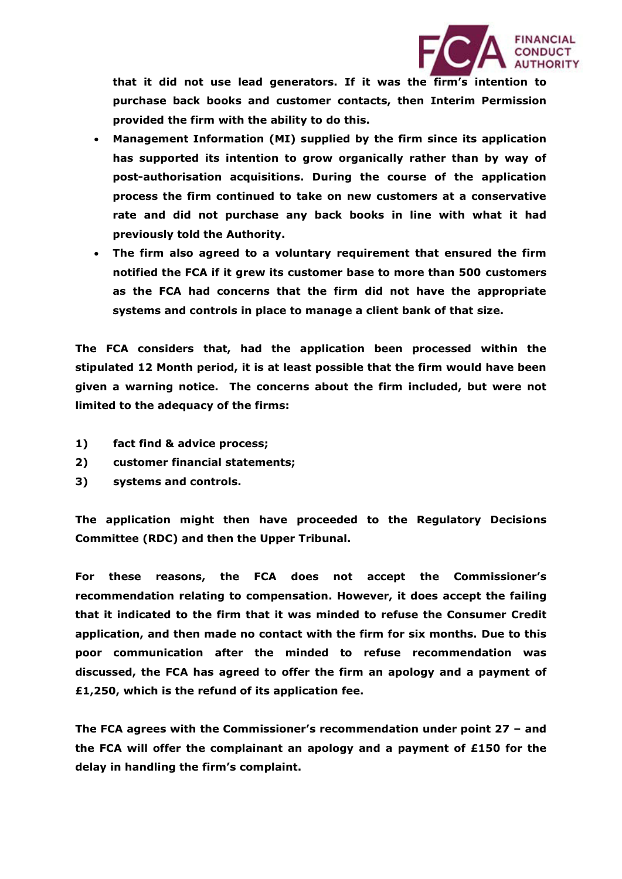**that it did not use lead generators. If it was the firm's intention to purchase back books and customer contacts, then Interim Permission provided the firm with the ability to do this.**

- **Management Information (MI) supplied by the firm since its application has supported its intention to grow organically rather than by way of post-authorisation acquisitions. During the course of the application process the firm continued to take on new customers at a conservative rate and did not purchase any back books in line with what it had previously told the Authority.**
- **The firm also agreed to a voluntary requirement that ensured the firm notified the FCA if it grew its customer base to more than 500 customers as the FCA had concerns that the firm did not have the appropriate systems and controls in place to manage a client bank of that size.**

**The FCA considers that, had the application been processed within the stipulated 12 Month period, it is at least possible that the firm would have been given a warning notice. The concerns about the firm included, but were not limited to the adequacy of the firms:**

1) **fact find & advice process;**
2) **customer financial statements;**
3) **systems and controls.**

**The application might then have proceeded to the Regulatory Decisions Committee (RDC) and then the Upper Tribunal.**

**For these reasons, the FCA does not accept the Commissioner's recommendation relating to compensation. However, it does accept the failing that it indicated to the firm that it was minded to refuse the Consumer Credit application, and then made no contact with the firm for six months. Due to this poor communication after the minded to refuse recommendation was discussed, the FCA has agreed to offer the firm an apology and a payment of £1,250, which is the refund of its application fee.**

**The FCA agrees with the Commissioner's recommendation under point 27 – and the FCA will offer the complainant an apology and a payment of £150 for the delay in handling the firm's complaint.**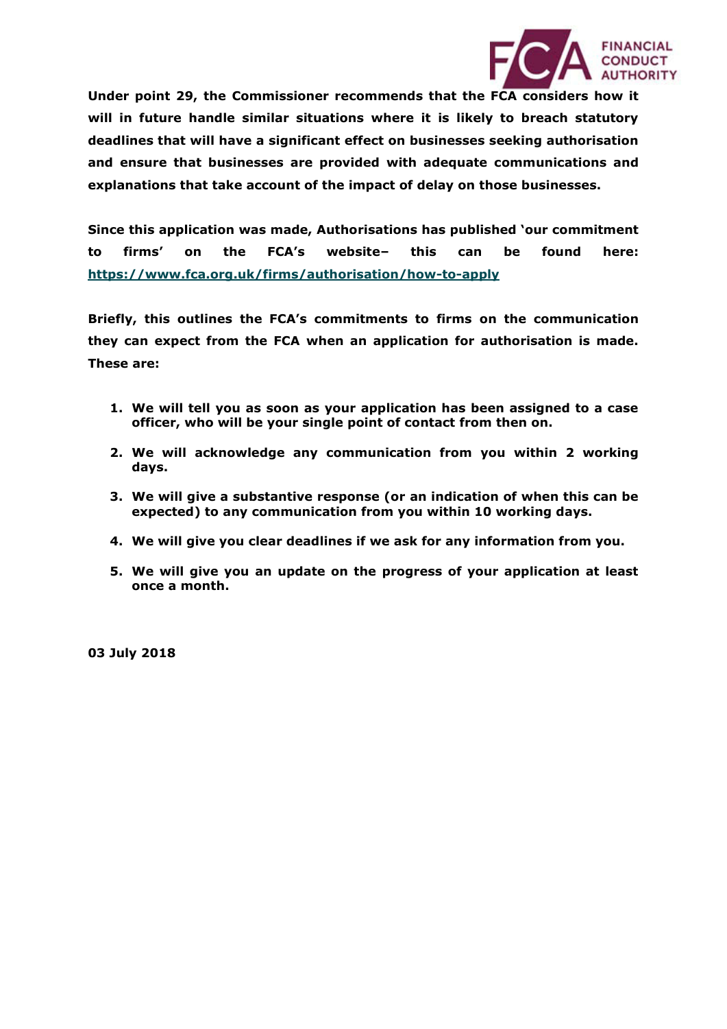**Under point 29, the Commissioner recommends that the FCA considers how it will in future handle similar situations where it is likely to breach statutory deadlines that will have a significant effect on businesses seeking authorisation and ensure that businesses are provided with adequate communications and explanations that take account of the impact of delay on those businesses.**

**Since this application was made, Authorisations has published 'our commitment to firms' on the FCA's website– this can be found here: [https://www.fca.org.uk/firms/authorisation/how-to-apply](https://www.fca.org.uk/firms/authorisation/how-to-apply)**

**Briefly, this outlines the FCA's commitments to firms on the communication they can expect from the FCA when an application for authorisation is made. These are:**

1. **We will tell you as soon as your application has been assigned to a case officer, who will be your single point of contact from then on.**
2. **We will acknowledge any communication from you within 2 working days.**
3. **We will give a substantive response (or an indication of when this can be expected) to any communication from you within 10 working days.**
4. **We will give you clear deadlines if we ask for any information from you.**
5. **We will give you an update on the progress of your application at least once a month.**

**03 July 2018**